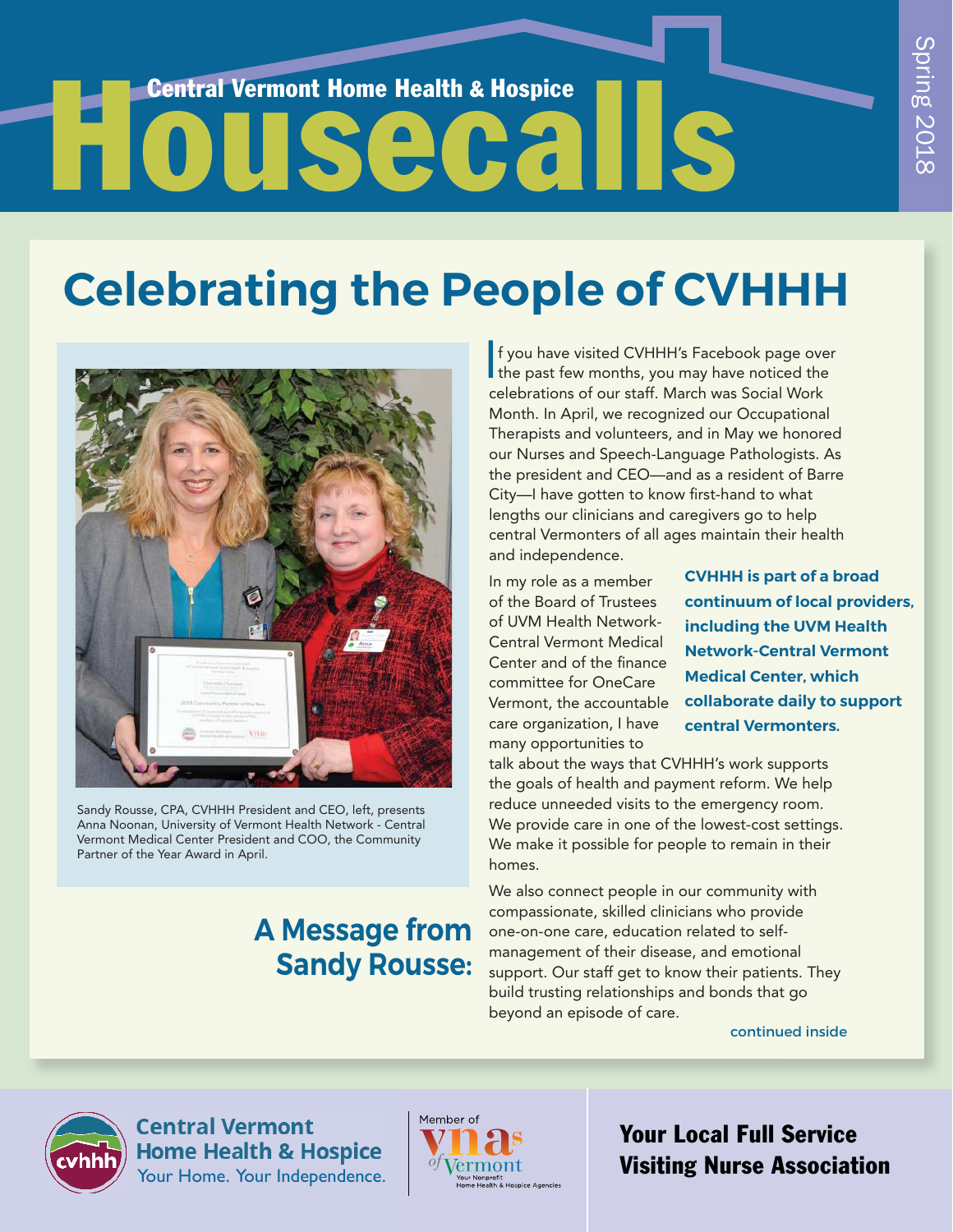# Central Vermont Home Health & Hospice Housecalls

Spring 2018

## Celebrating the People of CVHHH

Sandy Rousse, CPA, CVHHH President and CEO, left, presents Anna Noonan, University of Vermont Health Network - Central Vermont Medical Center President and COO, the Community Partner of the Year Award in April.

### A Message from Sandy Rousse:

If you have visited CVHHH's Facebook page over the past few months, you may have noticed the celebrations of our staff. March was Social Work Month. In April, we recognized our Occupational Therapists and volunteers, and in May we honored our Nurses and Speech-Language Pathologists. As the president and CEO—and as a resident of Barre City—I have gotten to know first-hand to what lengths our clinicians and caregivers go to help central Vermonters of all ages maintain their health and independence.

In my role as a member of the Board of Trustees of UVM Health Network-Central Vermont Medical Center and of the finance committee for OneCare Vermont, the accountable care organization, I have many opportunities to talk about the ways that CVHHH's work supports the goals of health and payment reform. We help reduce unneeded visits to the emergency room. We provide care in one of the lowest-cost settings. We make it possible for people to remain in their homes.

**CVHHH is part of a broad continuum of local providers, including the UVM Health Network-Central Vermont Medical Center, which collaborate daily to support central Vermonters.**

We also connect people in our community with compassionate, skilled clinicians who provide one-on-one care, education related to self-management of their disease, and emotional support. Our staff get to know their patients. They build trusting relationships and bonds that go beyond an episode of care.

continued inside

Central Vermont Home Health & Hospice
Your Home. Your Independence.

Member of VNAs of Vermont — Your Nonprofit Home Health & Hospice Agencies

**Your Local Full Service Visiting Nurse Association**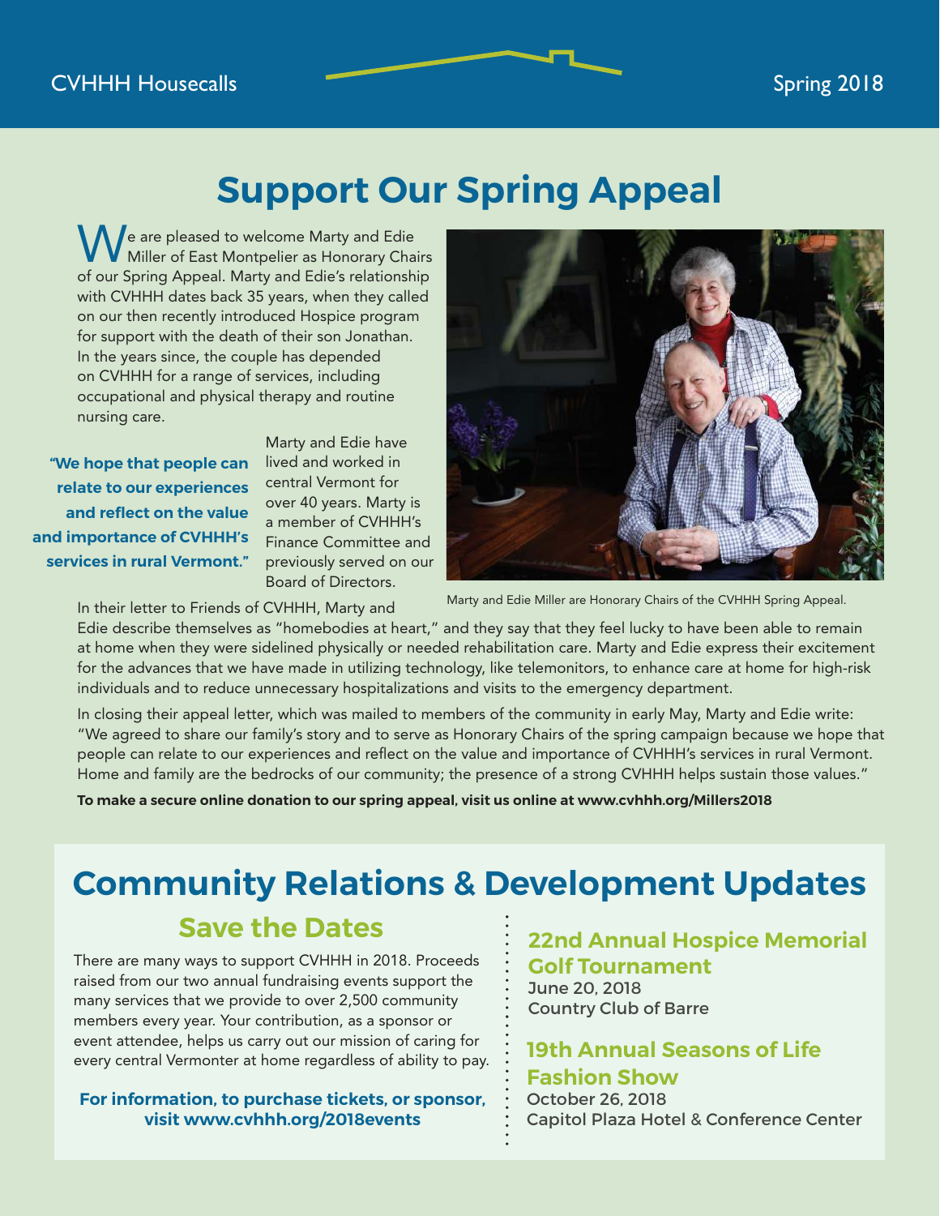# Support Our Spring Appeal

We are pleased to welcome Marty and Edie Miller of East Montpelier as Honorary Chairs of our Spring Appeal. Marty and Edie's relationship with CVHHH dates back 35 years, when they called on our then recently introduced Hospice program for support with the death of their son Jonathan. In the years since, the couple has depended on CVHHH for a range of services, including occupational and physical therapy and routine nursing care.

**"We hope that people can relate to our experiences and reflect on the value and importance of CVHHH's services in rural Vermont."**

Marty and Edie have lived and worked in central Vermont for over 40 years. Marty is a member of CVHHH's Finance Committee and previously served on our Board of Directors.

Marty and Edie Miller are Honorary Chairs of the CVHHH Spring Appeal.

In their letter to Friends of CVHHH, Marty and Edie describe themselves as "homebodies at heart," and they say that they feel lucky to have been able to remain at home when they were sidelined physically or needed rehabilitation care. Marty and Edie express their excitement for the advances that we have made in utilizing technology, like telemonitors, to enhance care at home for high-risk individuals and to reduce unnecessary hospitalizations and visits to the emergency department.

In closing their appeal letter, which was mailed to members of the community in early May, Marty and Edie write: "We agreed to share our family's story and to serve as Honorary Chairs of the spring campaign because we hope that people can relate to our experiences and reflect on the value and importance of CVHHH's services in rural Vermont. Home and family are the bedrocks of our community; the presence of a strong CVHHH helps sustain those values."

**To make a secure online donation to our spring appeal, visit us online at www.cvhhh.org/Millers2018**

# Community Relations & Development Updates

## Save the Dates

There are many ways to support CVHHH in 2018. Proceeds raised from our two annual fundraising events support the many services that we provide to over 2,500 community members every year. Your contribution, as a sponsor or event attendee, helps us carry out our mission of caring for every central Vermonter at home regardless of ability to pay.

**For information, to purchase tickets, or sponsor, visit www.cvhhh.org/2018events**

### 22nd Annual Hospice Memorial Golf Tournament

June 20, 2018
Country Club of Barre

### 19th Annual Seasons of Life Fashion Show

October 26, 2018
Capitol Plaza Hotel & Conference Center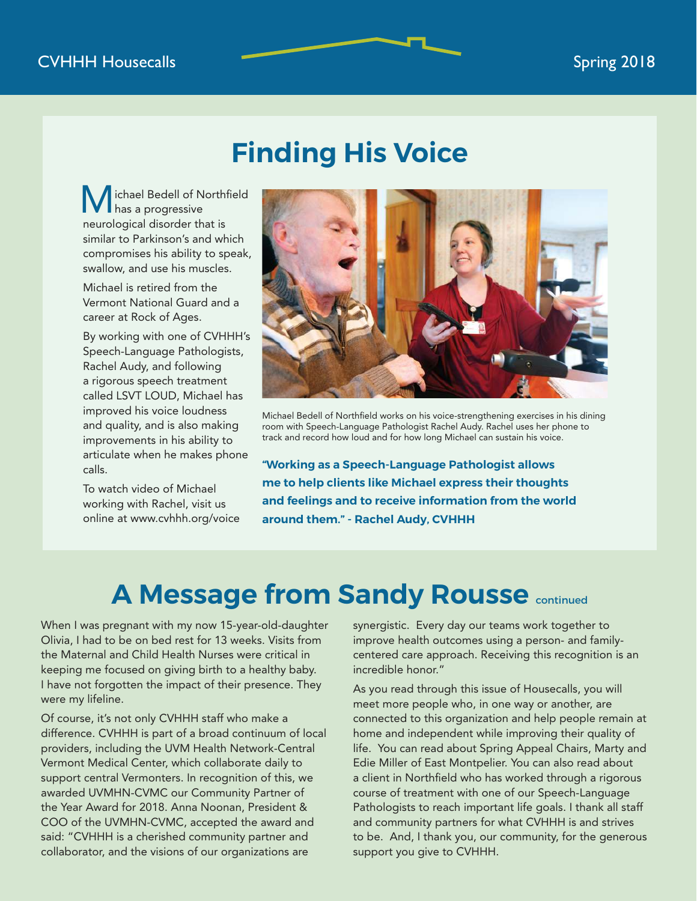# Finding His Voice

Michael Bedell of Northfield has a progressive neurological disorder that is similar to Parkinson's and which compromises his ability to speak, swallow, and use his muscles.

Michael is retired from the Vermont National Guard and a career at Rock of Ages.

By working with one of CVHHH's Speech-Language Pathologists, Rachel Audy, and following a rigorous speech treatment called LSVT LOUD, Michael has improved his voice loudness and quality, and is also making improvements in his ability to articulate when he makes phone calls.

To watch video of Michael working with Rachel, visit us online at www.cvhhh.org/voice

Michael Bedell of Northfield works on his voice-strengthening exercises in his dining room with Speech-Language Pathologist Rachel Audy. Rachel uses her phone to track and record how loud and for how long Michael can sustain his voice.

**"Working as a Speech-Language Pathologist allows me to help clients like Michael express their thoughts and feelings and to receive information from the world around them." - Rachel Audy, CVHHH**

# A Message from Sandy Rousse continued

When I was pregnant with my now 15-year-old-daughter Olivia, I had to be on bed rest for 13 weeks. Visits from the Maternal and Child Health Nurses were critical in keeping me focused on giving birth to a healthy baby. I have not forgotten the impact of their presence. They were my lifeline.

Of course, it's not only CVHHH staff who make a difference. CVHHH is part of a broad continuum of local providers, including the UVM Health Network-Central Vermont Medical Center, which collaborate daily to support central Vermonters. In recognition of this, we awarded UVMHN-CVMC our Community Partner of the Year Award for 2018. Anna Noonan, President & COO of the UVMHN-CVMC, accepted the award and said: "CVHHH is a cherished community partner and collaborator, and the visions of our organizations are synergistic. Every day our teams work together to improve health outcomes using a person- and family-centered care approach. Receiving this recognition is an incredible honor."

As you read through this issue of Housecalls, you will meet more people who, in one way or another, are connected to this organization and help people remain at home and independent while improving their quality of life. You can read about Spring Appeal Chairs, Marty and Edie Miller of East Montpelier. You can also read about a client in Northfield who has worked through a rigorous course of treatment with one of our Speech-Language Pathologists to reach important life goals. I thank all staff and community partners for what CVHHH is and strives to be. And, I thank you, our community, for the generous support you give to CVHHH.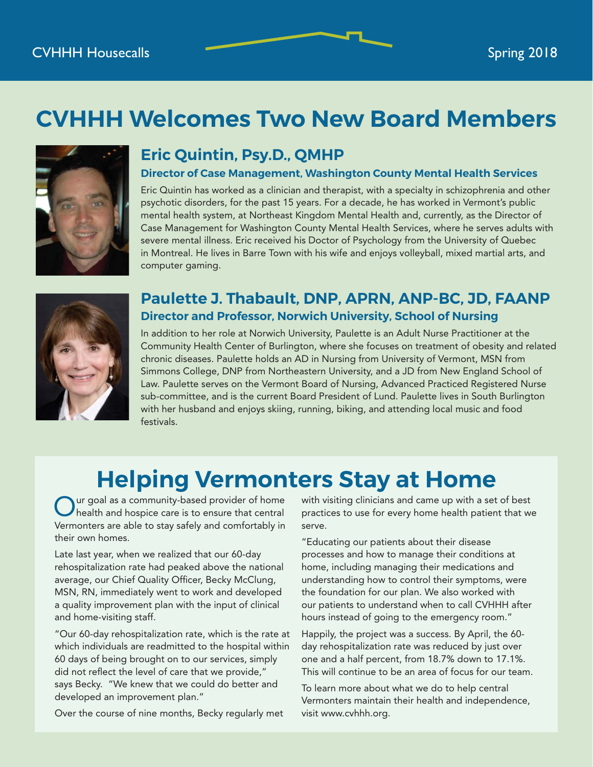# CVHHH Welcomes Two New Board Members

## Eric Quintin, Psy.D., QMHP

**Director of Case Management, Washington County Mental Health Services**

Eric Quintin has worked as a clinician and therapist, with a specialty in schizophrenia and other psychotic disorders, for the past 15 years. For a decade, he has worked in Vermont's public mental health system, at Northeast Kingdom Mental Health and, currently, as the Director of Case Management for Washington County Mental Health Services, where he serves adults with severe mental illness. Eric received his Doctor of Psychology from the University of Quebec in Montreal. He lives in Barre Town with his wife and enjoys volleyball, mixed martial arts, and computer gaming.

## Paulette J. Thabault, DNP, APRN, ANP-BC, JD, FAANP

**Director and Professor, Norwich University, School of Nursing**

In addition to her role at Norwich University, Paulette is an Adult Nurse Practitioner at the Community Health Center of Burlington, where she focuses on treatment of obesity and related chronic diseases. Paulette holds an AD in Nursing from University of Vermont, MSN from Simmons College, DNP from Northeastern University, and a JD from New England School of Law. Paulette serves on the Vermont Board of Nursing, Advanced Practiced Registered Nurse sub-committee, and is the current Board President of Lund. Paulette lives in South Burlington with her husband and enjoys skiing, running, biking, and attending local music and food festivals.

# Helping Vermonters Stay at Home

Our goal as a community-based provider of home health and hospice care is to ensure that central Vermonters are able to stay safely and comfortably in their own homes.

Late last year, when we realized that our 60-day rehospitalization rate had peaked above the national average, our Chief Quality Officer, Becky McClung, MSN, RN, immediately went to work and developed a quality improvement plan with the input of clinical and home-visiting staff.

"Our 60-day rehospitalization rate, which is the rate at which individuals are readmitted to the hospital within 60 days of being brought on to our services, simply did not reflect the level of care that we provide," says Becky. "We knew that we could do better and developed an improvement plan."

Over the course of nine months, Becky regularly met with visiting clinicians and came up with a set of best practices to use for every home health patient that we serve.

"Educating our patients about their disease processes and how to manage their conditions at home, including managing their medications and understanding how to control their symptoms, were the foundation for our plan. We also worked with our patients to understand when to call CVHHH after hours instead of going to the emergency room."

Happily, the project was a success. By April, the 60-day rehospitalization rate was reduced by just over one and a half percent, from 18.7% down to 17.1%. This will continue to be an area of focus for our team.

To learn more about what we do to help central Vermonters maintain their health and independence, visit www.cvhhh.org.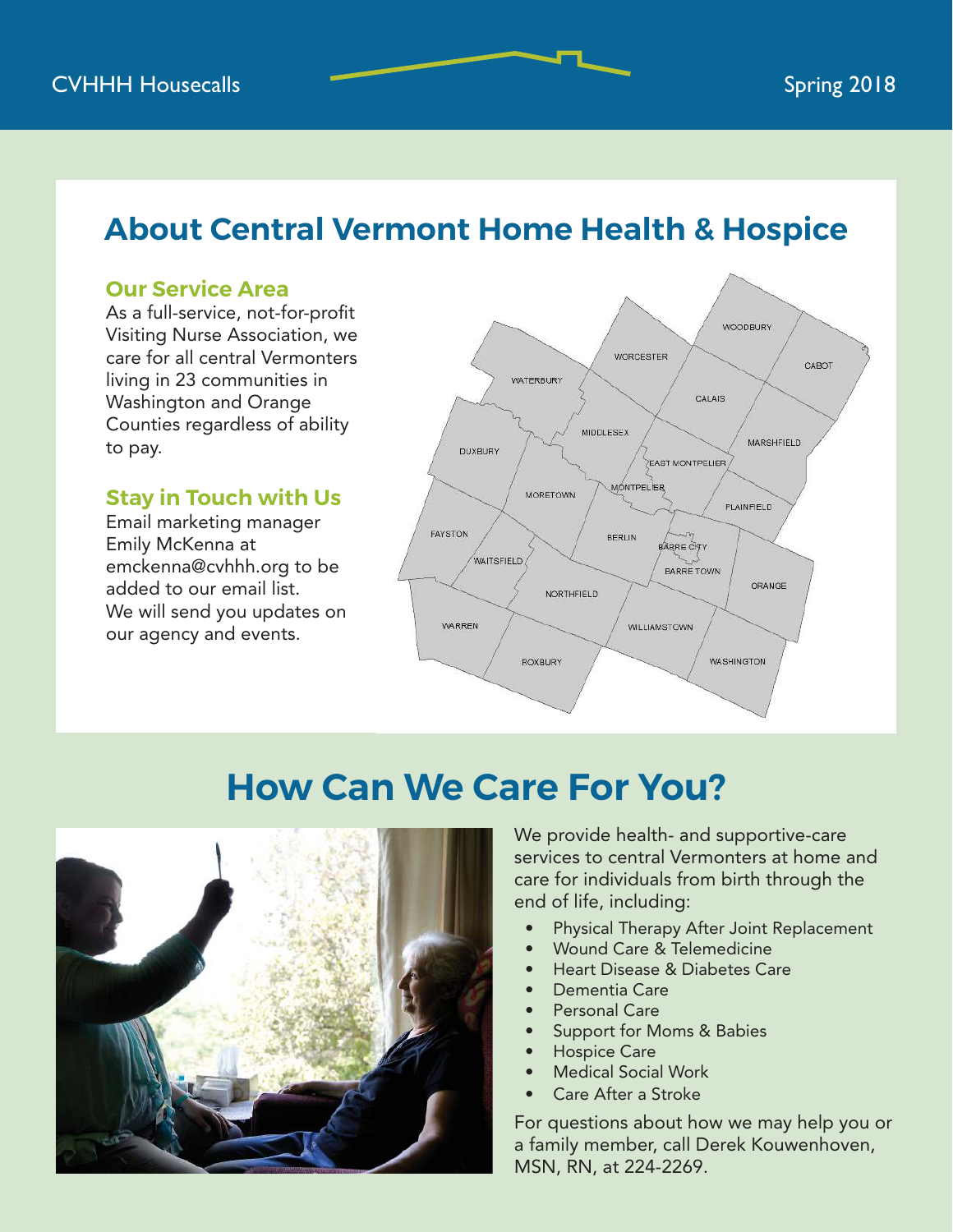# About Central Vermont Home Health & Hospice

### Our Service Area

As a full-service, not-for-profit Visiting Nurse Association, we care for all central Vermonters living in 23 communities in Washington and Orange Counties regardless of ability to pay.

### Stay in Touch with Us

Email marketing manager Emily McKenna at emckenna@cvhhh.org to be added to our email list. We will send you updates on our agency and events.

WOODBURY
WORCESTER
CABOT
WATERBURY
CALAIS
MIDDLESEX
MARSHFIELD
DUXBURY
EAST MONTPELIER
MONTPELIER
MORETOWN
PLAINFIELD
FAYSTON
BERLIN
BARRE CITY
WAITSFIELD
BARRE TOWN
ORANGE
NORTHFIELD
WARREN
WILLIAMSTOWN
ROXBURY
WASHINGTON

# How Can We Care For You?

We provide health- and supportive-care services to central Vermonters at home and care for individuals from birth through the end of life, including:

- Physical Therapy After Joint Replacement
- Wound Care & Telemedicine
- Heart Disease & Diabetes Care
- Dementia Care
- Personal Care
- Support for Moms & Babies
- Hospice Care
- Medical Social Work
- Care After a Stroke

For questions about how we may help you or a family member, call Derek Kouwenhoven, MSN, RN, at 224-2269.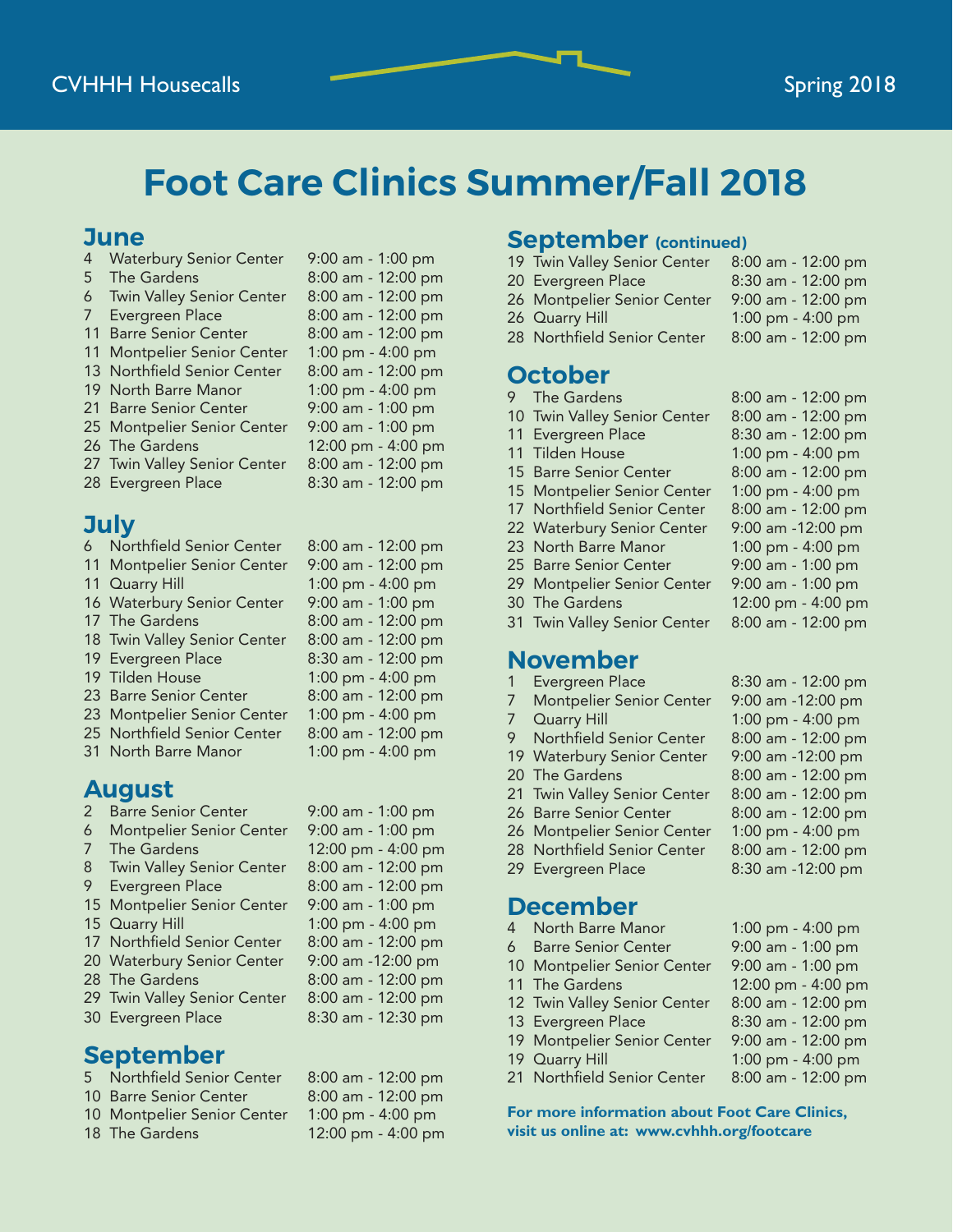# Foot Care Clinics Summer/Fall 2018

## June

| | | |
|---|---|---|
| 4 | Waterbury Senior Center | 9:00 am - 1:00 pm |
| 5 | The Gardens | 8:00 am - 12:00 pm |
| 6 | Twin Valley Senior Center | 8:00 am - 12:00 pm |
| 7 | Evergreen Place | 8:00 am - 12:00 pm |
| 11 | Barre Senior Center | 8:00 am - 12:00 pm |
| 11 | Montpelier Senior Center | 1:00 pm - 4:00 pm |
| 13 | Northfield Senior Center | 8:00 am - 12:00 pm |
| 19 | North Barre Manor | 1:00 pm - 4:00 pm |
| 21 | Barre Senior Center | 9:00 am - 1:00 pm |
| 25 | Montpelier Senior Center | 9:00 am - 1:00 pm |
| 26 | The Gardens | 12:00 pm - 4:00 pm |
| 27 | Twin Valley Senior Center | 8:00 am - 12:00 pm |
| 28 | Evergreen Place | 8:30 am - 12:00 pm |

## July

| | | |
|---|---|---|
| 6 | Northfield Senior Center | 8:00 am - 12:00 pm |
| 11 | Montpelier Senior Center | 9:00 am - 12:00 pm |
| 11 | Quarry Hill | 1:00 pm - 4:00 pm |
| 16 | Waterbury Senior Center | 9:00 am - 1:00 pm |
| 17 | The Gardens | 8:00 am - 12:00 pm |
| 18 | Twin Valley Senior Center | 8:00 am - 12:00 pm |
| 19 | Evergreen Place | 8:30 am - 12:00 pm |
| 19 | Tilden House | 1:00 pm - 4:00 pm |
| 23 | Barre Senior Center | 8:00 am - 12:00 pm |
| 23 | Montpelier Senior Center | 1:00 pm - 4:00 pm |
| 25 | Northfield Senior Center | 8:00 am - 12:00 pm |
| 31 | North Barre Manor | 1:00 pm - 4:00 pm |

## August

| | | |
|---|---|---|
| 2 | Barre Senior Center | 9:00 am - 1:00 pm |
| 6 | Montpelier Senior Center | 9:00 am - 1:00 pm |
| 7 | The Gardens | 12:00 pm - 4:00 pm |
| 8 | Twin Valley Senior Center | 8:00 am - 12:00 pm |
| 9 | Evergreen Place | 8:00 am - 12:00 pm |
| 15 | Montpelier Senior Center | 9:00 am - 1:00 pm |
| 15 | Quarry Hill | 1:00 pm - 4:00 pm |
| 17 | Northfield Senior Center | 8:00 am - 12:00 pm |
| 20 | Waterbury Senior Center | 9:00 am -12:00 pm |
| 28 | The Gardens | 8:00 am - 12:00 pm |
| 29 | Twin Valley Senior Center | 8:00 am - 12:00 pm |
| 30 | Evergreen Place | 8:30 am - 12:30 pm |

## September

| | | |
|---|---|---|
| 5 | Northfield Senior Center | 8:00 am - 12:00 pm |
| 10 | Barre Senior Center | 8:00 am - 12:00 pm |
| 10 | Montpelier Senior Center | 1:00 pm - 4:00 pm |
| 18 | The Gardens | 12:00 pm - 4:00 pm |

## September (continued)

| | | |
|---|---|---|
| 19 | Twin Valley Senior Center | 8:00 am - 12:00 pm |
| 20 | Evergreen Place | 8:30 am - 12:00 pm |
| 26 | Montpelier Senior Center | 9:00 am - 12:00 pm |
| 26 | Quarry Hill | 1:00 pm - 4:00 pm |
| 28 | Northfield Senior Center | 8:00 am - 12:00 pm |

## October

| | | |
|---|---|---|
| 9 | The Gardens | 8:00 am - 12:00 pm |
| 10 | Twin Valley Senior Center | 8:00 am - 12:00 pm |
| 11 | Evergreen Place | 8:30 am - 12:00 pm |
| 11 | Tilden House | 1:00 pm - 4:00 pm |
| 15 | Barre Senior Center | 8:00 am - 12:00 pm |
| 15 | Montpelier Senior Center | 1:00 pm - 4:00 pm |
| 17 | Northfield Senior Center | 8:00 am - 12:00 pm |
| 22 | Waterbury Senior Center | 9:00 am -12:00 pm |
| 23 | North Barre Manor | 1:00 pm - 4:00 pm |
| 25 | Barre Senior Center | 9:00 am - 1:00 pm |
| 29 | Montpelier Senior Center | 9:00 am - 1:00 pm |
| 30 | The Gardens | 12:00 pm - 4:00 pm |
| 31 | Twin Valley Senior Center | 8:00 am - 12:00 pm |

## November

| | | |
|---|---|---|
| 1 | Evergreen Place | 8:30 am - 12:00 pm |
| 7 | Montpelier Senior Center | 9:00 am -12:00 pm |
| 7 | Quarry Hill | 1:00 pm - 4:00 pm |
| 9 | Northfield Senior Center | 8:00 am - 12:00 pm |
| 19 | Waterbury Senior Center | 9:00 am -12:00 pm |
| 20 | The Gardens | 8:00 am - 12:00 pm |
| 21 | Twin Valley Senior Center | 8:00 am - 12:00 pm |
| 26 | Barre Senior Center | 8:00 am - 12:00 pm |
| 26 | Montpelier Senior Center | 1:00 pm - 4:00 pm |
| 28 | Northfield Senior Center | 8:00 am - 12:00 pm |
| 29 | Evergreen Place | 8:30 am -12:00 pm |

## December

| | | |
|---|---|---|
| 4 | North Barre Manor | 1:00 pm - 4:00 pm |
| 6 | Barre Senior Center | 9:00 am - 1:00 pm |
| 10 | Montpelier Senior Center | 9:00 am - 1:00 pm |
| 11 | The Gardens | 12:00 pm - 4:00 pm |
| 12 | Twin Valley Senior Center | 8:00 am - 12:00 pm |
| 13 | Evergreen Place | 8:30 am - 12:00 pm |
| 19 | Montpelier Senior Center | 9:00 am - 12:00 pm |
| 19 | Quarry Hill | 1:00 pm - 4:00 pm |
| 21 | Northfield Senior Center | 8:00 am - 12:00 pm |

**For more information about Foot Care Clinics, visit us online at: www.cvhhh.org/footcare**